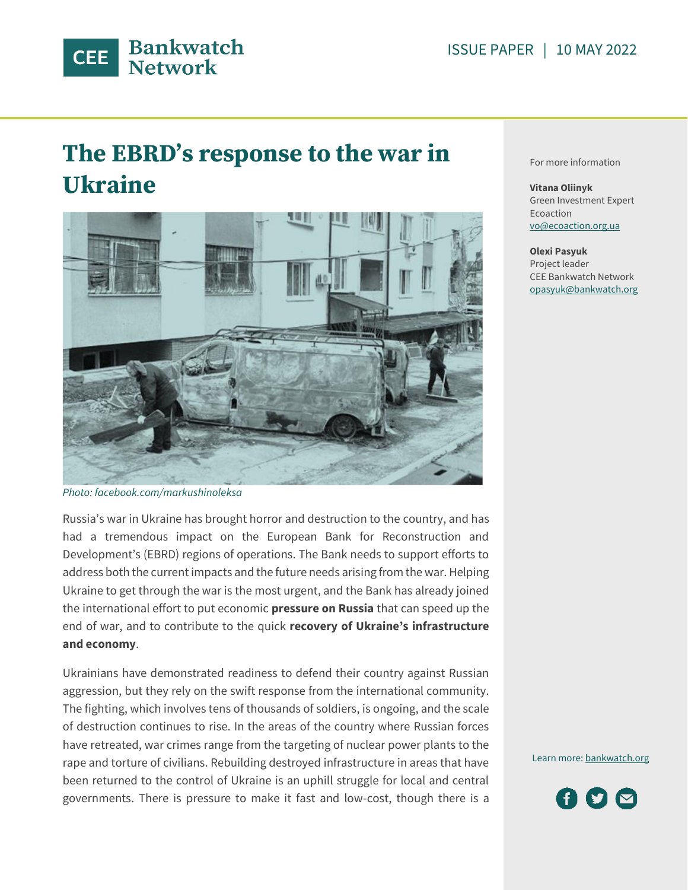CEE Bankwatch Network

ISSUE PAPER | 10 MAY 2022

# The EBRD's response to the war in Ukraine

*Photo: facebook.com/markushinoleksa*

For more information

**Vitana Oliinyk**
Green Investment Expert
Ecoaction
vo@ecoaction.org.ua

**Olexi Pasyuk**
Project leader
CEE Bankwatch Network
opasyuk@bankwatch.org

Learn more: bankwatch.org

Russia's war in Ukraine has brought horror and destruction to the country, and has had a tremendous impact on the European Bank for Reconstruction and Development's (EBRD) regions of operations. The Bank needs to support efforts to address both the current impacts and the future needs arising from the war. Helping Ukraine to get through the war is the most urgent, and the Bank has already joined the international effort to put economic **pressure on Russia** that can speed up the end of war, and to contribute to the quick **recovery of Ukraine's infrastructure and economy**.

Ukrainians have demonstrated readiness to defend their country against Russian aggression, but they rely on the swift response from the international community. The fighting, which involves tens of thousands of soldiers, is ongoing, and the scale of destruction continues to rise. In the areas of the country where Russian forces have retreated, war crimes range from the targeting of nuclear power plants to the rape and torture of civilians. Rebuilding destroyed infrastructure in areas that have been returned to the control of Ukraine is an uphill struggle for local and central governments. There is pressure to make it fast and low-cost, though there is a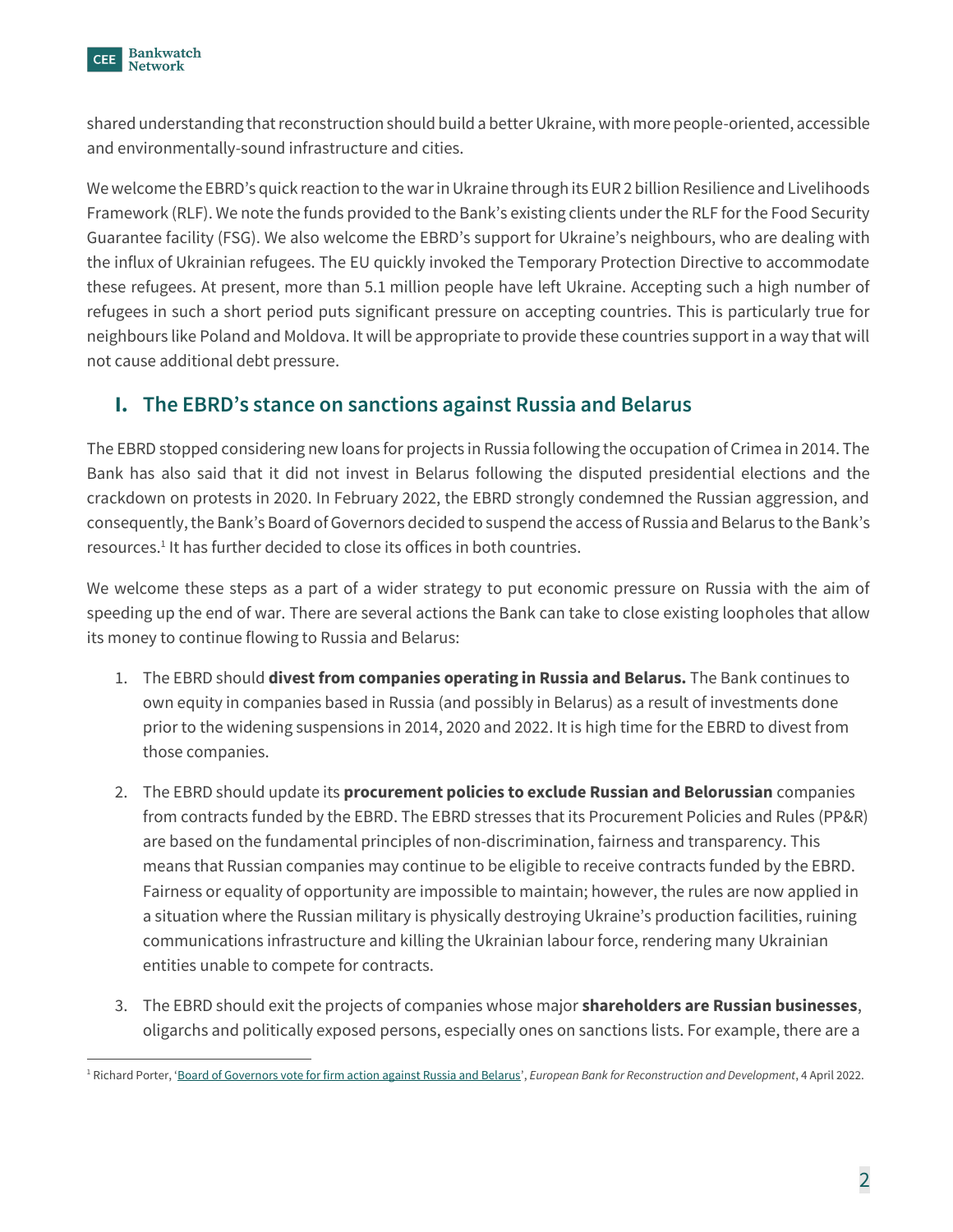shared understanding that reconstruction should build a better Ukraine, with more people-oriented, accessible and environmentally-sound infrastructure and cities.

We welcome the EBRD's quick reaction to the war in Ukraine through its EUR 2 billion Resilience and Livelihoods Framework (RLF). We note the funds provided to the Bank's existing clients under the RLF for the Food Security Guarantee facility (FSG). We also welcome the EBRD's support for Ukraine's neighbours, who are dealing with the influx of Ukrainian refugees. The EU quickly invoked the Temporary Protection Directive to accommodate these refugees. At present, more than 5.1 million people have left Ukraine. Accepting such a high number of refugees in such a short period puts significant pressure on accepting countries. This is particularly true for neighbours like Poland and Moldova. It will be appropriate to provide these countries support in a way that will not cause additional debt pressure.

## I. The EBRD's stance on sanctions against Russia and Belarus

The EBRD stopped considering new loans for projects in Russia following the occupation of Crimea in 2014. The Bank has also said that it did not invest in Belarus following the disputed presidential elections and the crackdown on protests in 2020. In February 2022, the EBRD strongly condemned the Russian aggression, and consequently, the Bank's Board of Governors decided to suspend the access of Russia and Belarus to the Bank's resources.[1] It has further decided to close its offices in both countries.

We welcome these steps as a part of a wider strategy to put economic pressure on Russia with the aim of speeding up the end of war. There are several actions the Bank can take to close existing loopholes that allow its money to continue flowing to Russia and Belarus:

1. The EBRD should **divest from companies operating in Russia and Belarus.** The Bank continues to own equity in companies based in Russia (and possibly in Belarus) as a result of investments done prior to the widening suspensions in 2014, 2020 and 2022. It is high time for the EBRD to divest from those companies.
2. The EBRD should update its **procurement policies to exclude Russian and Belorussian** companies from contracts funded by the EBRD. The EBRD stresses that its Procurement Policies and Rules (PP&R) are based on the fundamental principles of non-discrimination, fairness and transparency. This means that Russian companies may continue to be eligible to receive contracts funded by the EBRD. Fairness or equality of opportunity are impossible to maintain; however, the rules are now applied in a situation where the Russian military is physically destroying Ukraine's production facilities, ruining communications infrastructure and killing the Ukrainian labour force, rendering many Ukrainian entities unable to compete for contracts.
3. The EBRD should exit the projects of companies whose major **shareholders are Russian businesses**, oligarchs and politically exposed persons, especially ones on sanctions lists. For example, there are a

[1] Richard Porter, 'Board of Governors vote for firm action against Russia and Belarus', *European Bank for Reconstruction and Development*, 4 April 2022.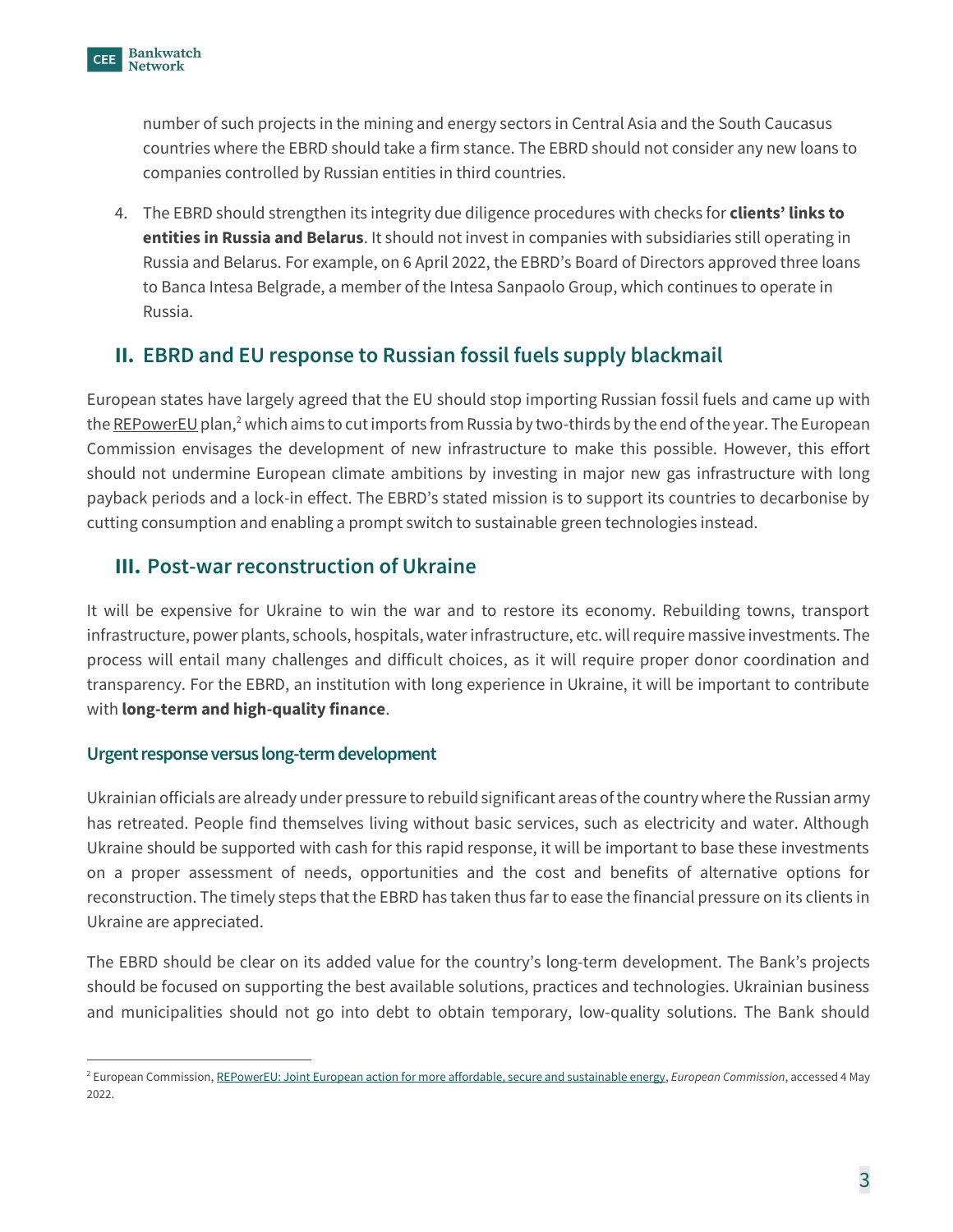number of such projects in the mining and energy sectors in Central Asia and the South Caucasus countries where the EBRD should take a firm stance. The EBRD should not consider any new loans to companies controlled by Russian entities in third countries.

4. The EBRD should strengthen its integrity due diligence procedures with checks for **clients' links to entities in Russia and Belarus**. It should not invest in companies with subsidiaries still operating in Russia and Belarus. For example, on 6 April 2022, the EBRD's Board of Directors approved three loans to Banca Intesa Belgrade, a member of the Intesa Sanpaolo Group, which continues to operate in Russia.

## II. EBRD and EU response to Russian fossil fuels supply blackmail

European states have largely agreed that the EU should stop importing Russian fossil fuels and came up with the REPowerEU plan,[2] which aims to cut imports from Russia by two-thirds by the end of the year. The European Commission envisages the development of new infrastructure to make this possible. However, this effort should not undermine European climate ambitions by investing in major new gas infrastructure with long payback periods and a lock-in effect. The EBRD's stated mission is to support its countries to decarbonise by cutting consumption and enabling a prompt switch to sustainable green technologies instead.

## III. Post-war reconstruction of Ukraine

It will be expensive for Ukraine to win the war and to restore its economy. Rebuilding towns, transport infrastructure, power plants, schools, hospitals, water infrastructure, etc. will require massive investments. The process will entail many challenges and difficult choices, as it will require proper donor coordination and transparency. For the EBRD, an institution with long experience in Ukraine, it will be important to contribute with **long-term and high-quality finance**.

### Urgent response versus long-term development

Ukrainian officials are already under pressure to rebuild significant areas of the country where the Russian army has retreated. People find themselves living without basic services, such as electricity and water. Although Ukraine should be supported with cash for this rapid response, it will be important to base these investments on a proper assessment of needs, opportunities and the cost and benefits of alternative options for reconstruction. The timely steps that the EBRD has taken thus far to ease the financial pressure on its clients in Ukraine are appreciated.

The EBRD should be clear on its added value for the country's long-term development. The Bank's projects should be focused on supporting the best available solutions, practices and technologies. Ukrainian business and municipalities should not go into debt to obtain temporary, low-quality solutions. The Bank should

[2] European Commission, REPowerEU: Joint European action for more affordable, secure and sustainable energy, *European Commission*, accessed 4 May 2022.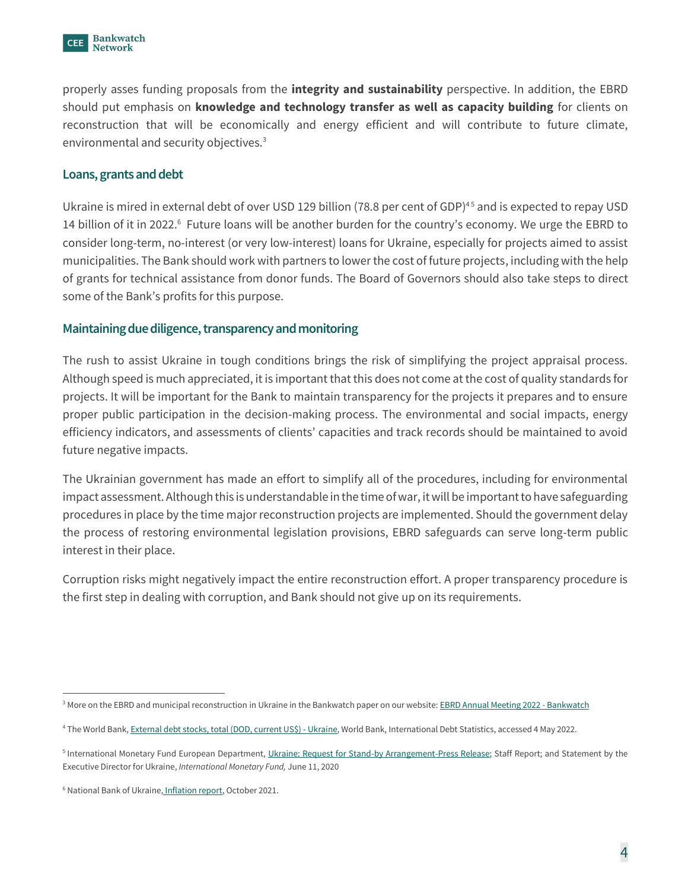properly asses funding proposals from the **integrity and sustainability** perspective. In addition, the EBRD should put emphasis on **knowledge and technology transfer as well as capacity building** for clients on reconstruction that will be economically and energy efficient and will contribute to future climate, environmental and security objectives.[3]

## Loans, grants and debt

Ukraine is mired in external debt of over USD 129 billion (78.8 per cent of GDP)[4][5] and is expected to repay USD 14 billion of it in 2022.[6] Future loans will be another burden for the country's economy. We urge the EBRD to consider long-term, no-interest (or very low-interest) loans for Ukraine, especially for projects aimed to assist municipalities. The Bank should work with partners to lower the cost of future projects, including with the help of grants for technical assistance from donor funds. The Board of Governors should also take steps to direct some of the Bank's profits for this purpose.

## Maintaining due diligence, transparency and monitoring

The rush to assist Ukraine in tough conditions brings the risk of simplifying the project appraisal process. Although speed is much appreciated, it is important that this does not come at the cost of quality standards for projects. It will be important for the Bank to maintain transparency for the projects it prepares and to ensure proper public participation in the decision-making process. The environmental and social impacts, energy efficiency indicators, and assessments of clients' capacities and track records should be maintained to avoid future negative impacts.

The Ukrainian government has made an effort to simplify all of the procedures, including for environmental impact assessment. Although this is understandable in the time of war, it will be important to have safeguarding procedures in place by the time major reconstruction projects are implemented. Should the government delay the process of restoring environmental legislation provisions, EBRD safeguards can serve long-term public interest in their place.

Corruption risks might negatively impact the entire reconstruction effort. A proper transparency procedure is the first step in dealing with corruption, and Bank should not give up on its requirements.

---

[3] More on the EBRD and municipal reconstruction in Ukraine in the Bankwatch paper on our website: EBRD Annual Meeting 2022 - Bankwatch

[4] The World Bank, External debt stocks, total (DOD, current US$) - Ukraine, World Bank, International Debt Statistics, accessed 4 May 2022.

[5] International Monetary Fund European Department, Ukraine: Request for Stand-by Arrangement-Press Release; Staff Report; and Statement by the Executive Director for Ukraine, *International Monetary Fund,* June 11, 2020

[6] National Bank of Ukraine, Inflation report, October 2021.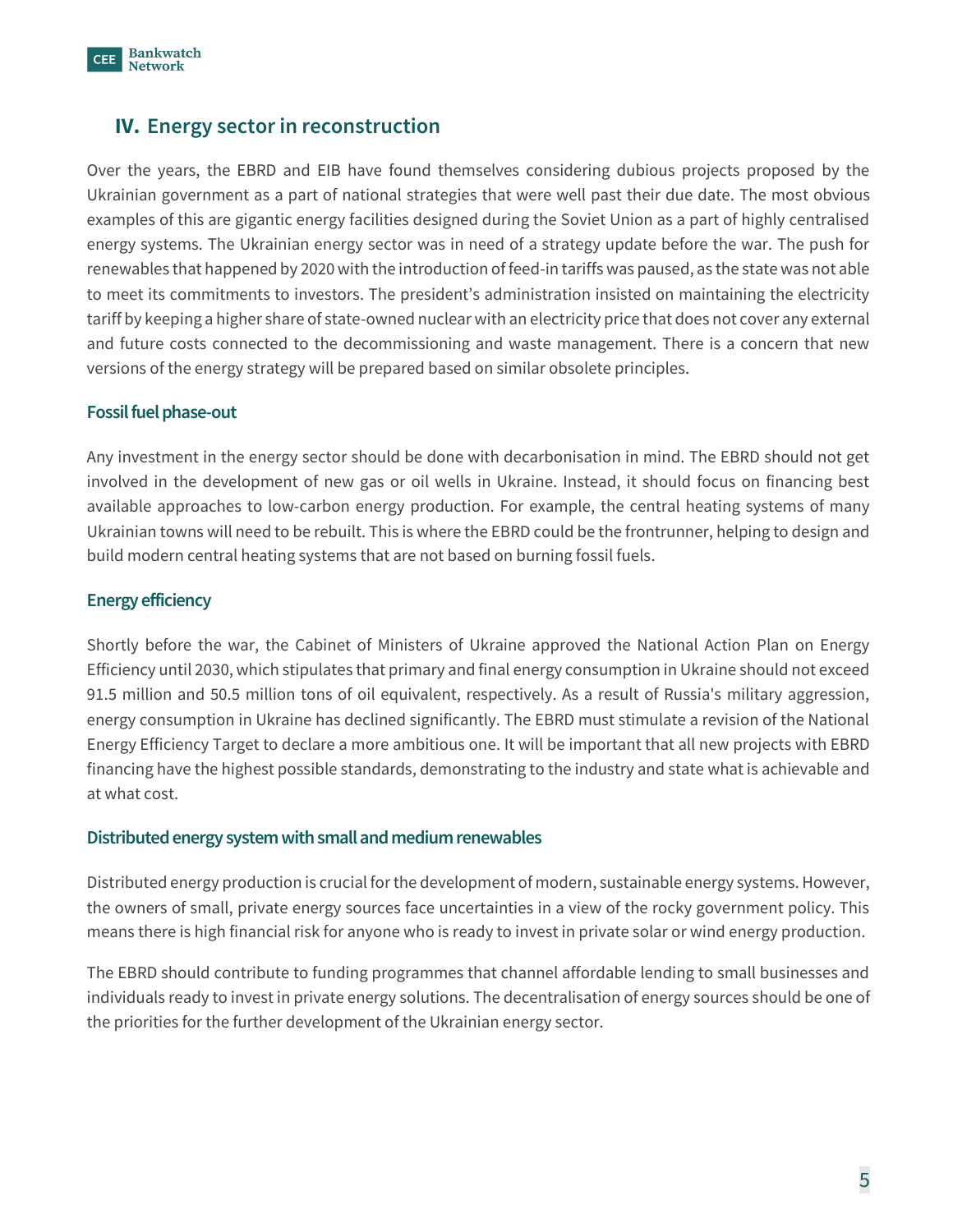## IV. Energy sector in reconstruction

Over the years, the EBRD and EIB have found themselves considering dubious projects proposed by the Ukrainian government as a part of national strategies that were well past their due date. The most obvious examples of this are gigantic energy facilities designed during the Soviet Union as a part of highly centralised energy systems. The Ukrainian energy sector was in need of a strategy update before the war. The push for renewables that happened by 2020 with the introduction of feed-in tariffs was paused, as the state was not able to meet its commitments to investors. The president's administration insisted on maintaining the electricity tariff by keeping a higher share of state-owned nuclear with an electricity price that does not cover any external and future costs connected to the decommissioning and waste management. There is a concern that new versions of the energy strategy will be prepared based on similar obsolete principles.

### Fossil fuel phase-out

Any investment in the energy sector should be done with decarbonisation in mind. The EBRD should not get involved in the development of new gas or oil wells in Ukraine. Instead, it should focus on financing best available approaches to low-carbon energy production. For example, the central heating systems of many Ukrainian towns will need to be rebuilt. This is where the EBRD could be the frontrunner, helping to design and build modern central heating systems that are not based on burning fossil fuels.

### Energy efficiency

Shortly before the war, the Cabinet of Ministers of Ukraine approved the National Action Plan on Energy Efficiency until 2030, which stipulates that primary and final energy consumption in Ukraine should not exceed 91.5 million and 50.5 million tons of oil equivalent, respectively. As a result of Russia's military aggression, energy consumption in Ukraine has declined significantly. The EBRD must stimulate a revision of the National Energy Efficiency Target to declare a more ambitious one. It will be important that all new projects with EBRD financing have the highest possible standards, demonstrating to the industry and state what is achievable and at what cost.

### Distributed energy system with small and medium renewables

Distributed energy production is crucial for the development of modern, sustainable energy systems. However, the owners of small, private energy sources face uncertainties in a view of the rocky government policy. This means there is high financial risk for anyone who is ready to invest in private solar or wind energy production.

The EBRD should contribute to funding programmes that channel affordable lending to small businesses and individuals ready to invest in private energy solutions. The decentralisation of energy sources should be one of the priorities for the further development of the Ukrainian energy sector.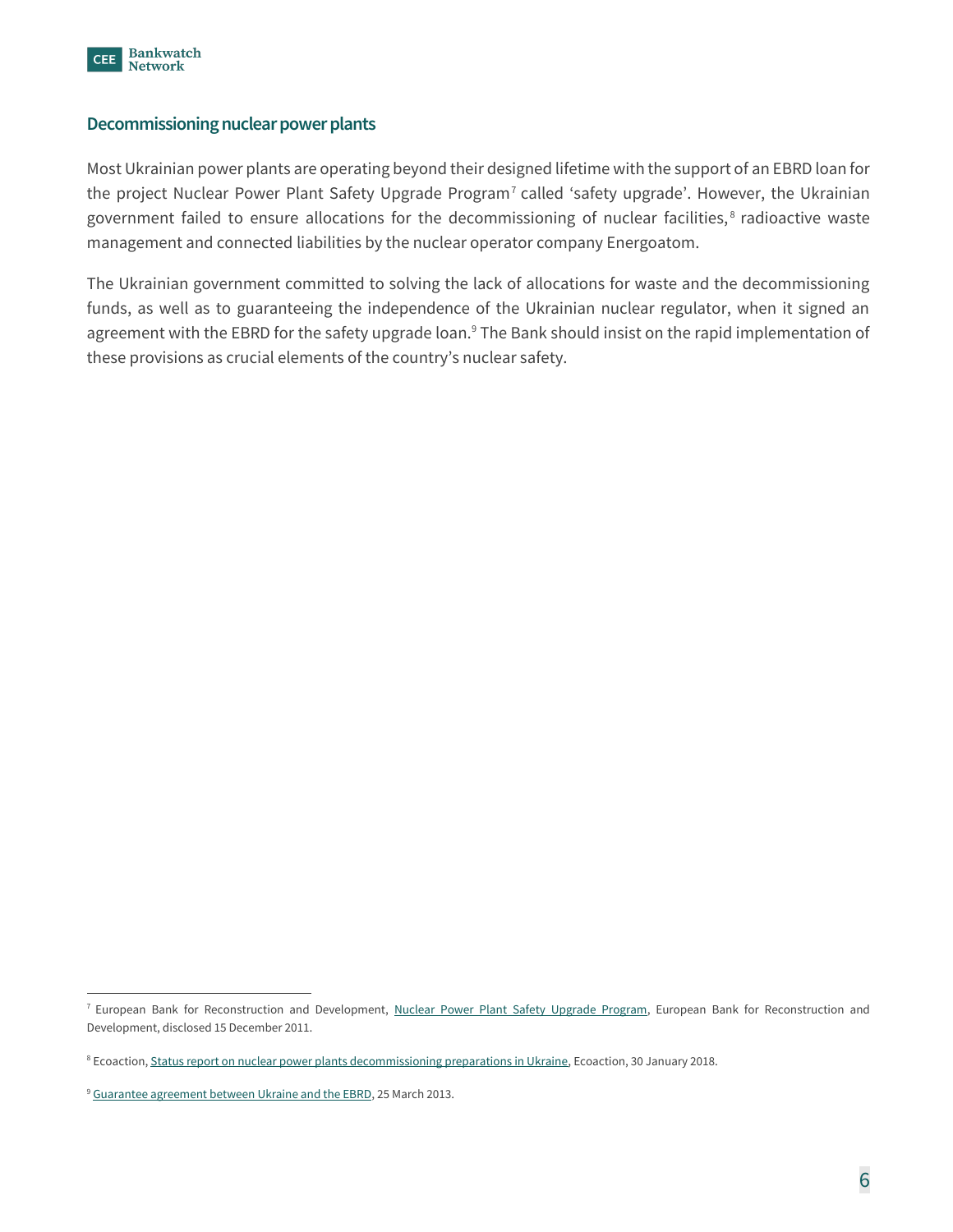## Decommissioning nuclear power plants

Most Ukrainian power plants are operating beyond their designed lifetime with the support of an EBRD loan for the project Nuclear Power Plant Safety Upgrade Program[7] called 'safety upgrade'. However, the Ukrainian government failed to ensure allocations for the decommissioning of nuclear facilities,[8] radioactive waste management and connected liabilities by the nuclear operator company Energoatom.

The Ukrainian government committed to solving the lack of allocations for waste and the decommissioning funds, as well as to guaranteeing the independence of the Ukrainian nuclear regulator, when it signed an agreement with the EBRD for the safety upgrade loan.[9] The Bank should insist on the rapid implementation of these provisions as crucial elements of the country's nuclear safety.

---

[7] European Bank for Reconstruction and Development, Nuclear Power Plant Safety Upgrade Program, European Bank for Reconstruction and Development, disclosed 15 December 2011.

[8] Ecoaction, Status report on nuclear power plants decommissioning preparations in Ukraine, Ecoaction, 30 January 2018.

[9] Guarantee agreement between Ukraine and the EBRD, 25 March 2013.